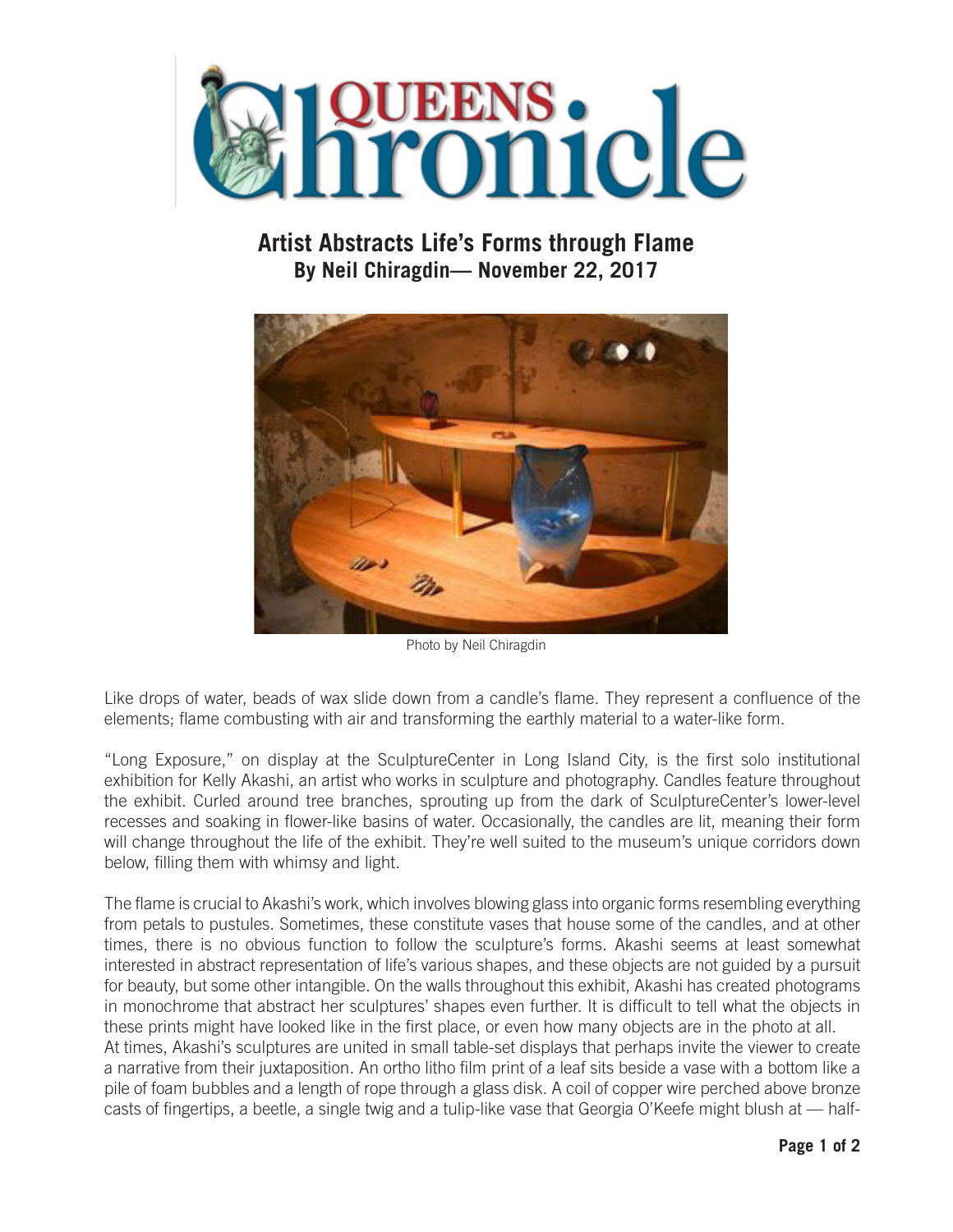# Queens Chronicle

## Artist Abstracts Life's Forms through Flame

**By Neil Chiragdin— November 22, 2017**

Photo by Neil Chiragdin

Like drops of water, beads of wax slide down from a candle's flame. They represent a confluence of the elements; flame combusting with air and transforming the earthly material to a water-like form.

"Long Exposure," on display at the SculptureCenter in Long Island City, is the first solo institutional exhibition for Kelly Akashi, an artist who works in sculpture and photography. Candles feature throughout the exhibit. Curled around tree branches, sprouting up from the dark of SculptureCenter's lower-level recesses and soaking in flower-like basins of water. Occasionally, the candles are lit, meaning their form will change throughout the life of the exhibit. They're well suited to the museum's unique corridors down below, filling them with whimsy and light.

The flame is crucial to Akashi's work, which involves blowing glass into organic forms resembling everything from petals to pustules. Sometimes, these constitute vases that house some of the candles, and at other times, there is no obvious function to follow the sculpture's forms. Akashi seems at least somewhat interested in abstract representation of life's various shapes, and these objects are not guided by a pursuit for beauty, but some other intangible. On the walls throughout this exhibit, Akashi has created photograms in monochrome that abstract her sculptures' shapes even further. It is difficult to tell what the objects in these prints might have looked like in the first place, or even how many objects are in the photo at all.

At times, Akashi's sculptures are united in small table-set displays that perhaps invite the viewer to create a narrative from their juxtaposition. An ortho litho film print of a leaf sits beside a vase with a bottom like a pile of foam bubbles and a length of rope through a glass disk. A coil of copper wire perched above bronze casts of fingertips, a beetle, a single twig and a tulip-like vase that Georgia O'Keefe might blush at — half-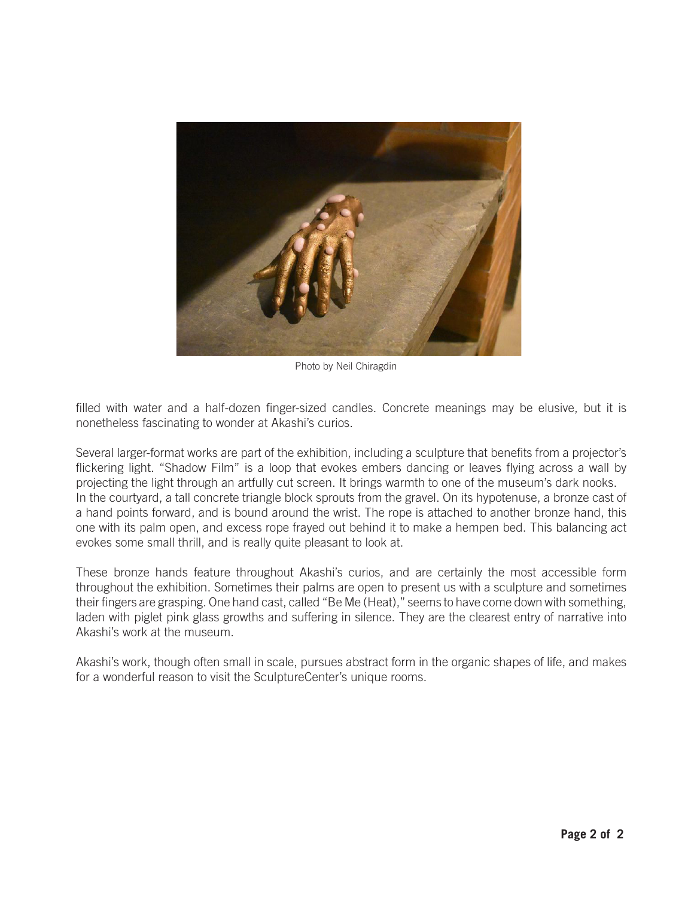Photo by Neil Chiragdin

filled with water and a half-dozen finger-sized candles. Concrete meanings may be elusive, but it is nonetheless fascinating to wonder at Akashi's curios.

Several larger-format works are part of the exhibition, including a sculpture that benefits from a projector's flickering light. "Shadow Film" is a loop that evokes embers dancing or leaves flying across a wall by projecting the light through an artfully cut screen. It brings warmth to one of the museum's dark nooks. In the courtyard, a tall concrete triangle block sprouts from the gravel. On its hypotenuse, a bronze cast of a hand points forward, and is bound around the wrist. The rope is attached to another bronze hand, this one with its palm open, and excess rope frayed out behind it to make a hempen bed. This balancing act evokes some small thrill, and is really quite pleasant to look at.

These bronze hands feature throughout Akashi's curios, and are certainly the most accessible form throughout the exhibition. Sometimes their palms are open to present us with a sculpture and sometimes their fingers are grasping. One hand cast, called "Be Me (Heat)," seems to have come down with something, laden with piglet pink glass growths and suffering in silence. They are the clearest entry of narrative into Akashi's work at the museum.

Akashi's work, though often small in scale, pursues abstract form in the organic shapes of life, and makes for a wonderful reason to visit the SculptureCenter's unique rooms.